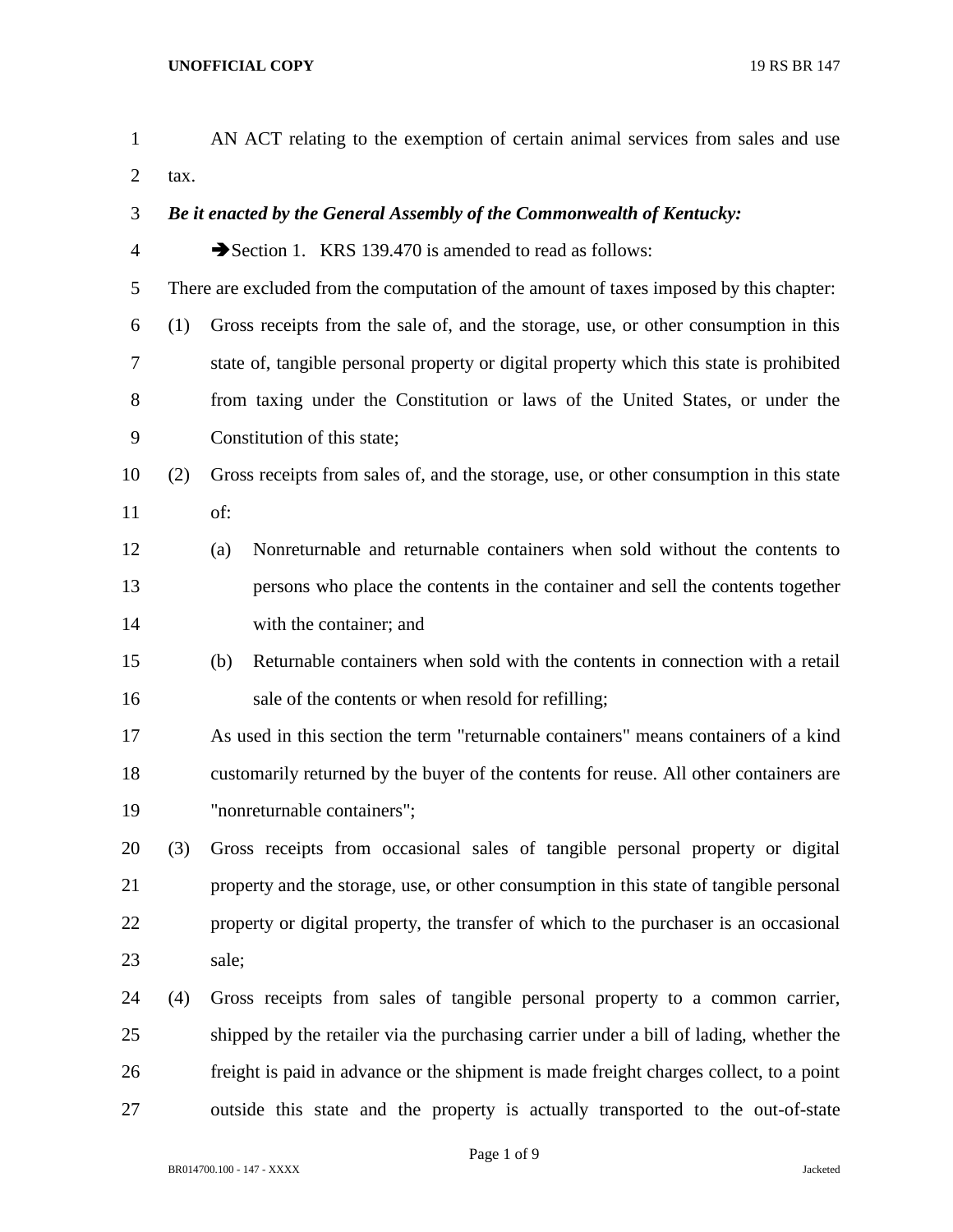AN ACT relating to the exemption of certain animal services from sales and use tax.

***Be it enacted by the General Assembly of the Commonwealth of Kentucky:***

➔Section 1. KRS 139.470 is amended to read as follows:

There are excluded from the computation of the amount of taxes imposed by this chapter:

(1) Gross receipts from the sale of, and the storage, use, or other consumption in this state of, tangible personal property or digital property which this state is prohibited from taxing under the Constitution or laws of the United States, or under the Constitution of this state;

(2) Gross receipts from sales of, and the storage, use, or other consumption in this state of:

   (a) Nonreturnable and returnable containers when sold without the contents to persons who place the contents in the container and sell the contents together with the container; and

   (b) Returnable containers when sold with the contents in connection with a retail sale of the contents or when resold for refilling;

   As used in this section the term "returnable containers" means containers of a kind customarily returned by the buyer of the contents for reuse. All other containers are "nonreturnable containers";

(3) Gross receipts from occasional sales of tangible personal property or digital property and the storage, use, or other consumption in this state of tangible personal property or digital property, the transfer of which to the purchaser is an occasional sale;

(4) Gross receipts from sales of tangible personal property to a common carrier, shipped by the retailer via the purchasing carrier under a bill of lading, whether the freight is paid in advance or the shipment is made freight charges collect, to a point outside this state and the property is actually transported to the out-of-state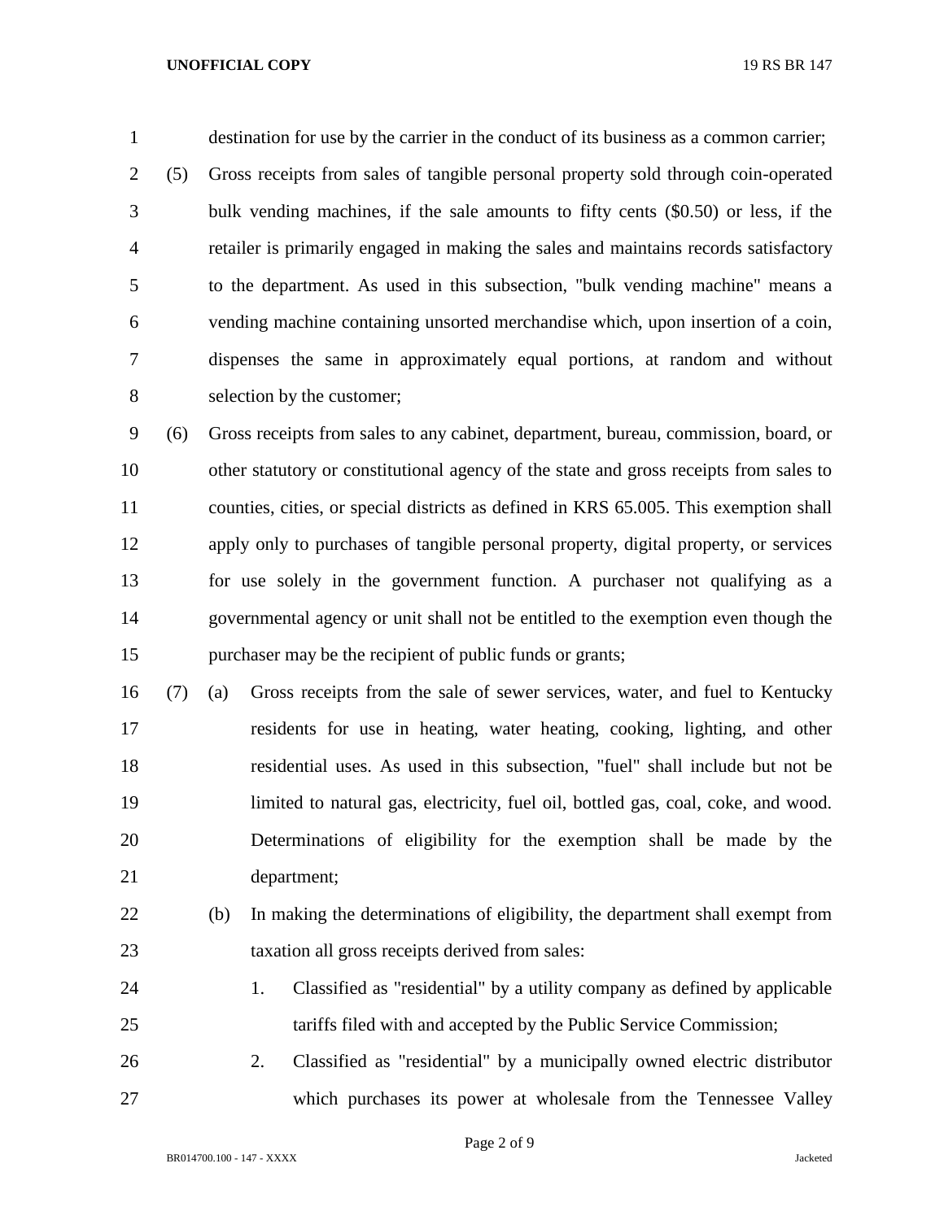destination for use by the carrier in the conduct of its business as a common carrier;

(5) Gross receipts from sales of tangible personal property sold through coin-operated bulk vending machines, if the sale amounts to fifty cents ($0.50) or less, if the retailer is primarily engaged in making the sales and maintains records satisfactory to the department. As used in this subsection, "bulk vending machine" means a vending machine containing unsorted merchandise which, upon insertion of a coin, dispenses the same in approximately equal portions, at random and without selection by the customer;

(6) Gross receipts from sales to any cabinet, department, bureau, commission, board, or other statutory or constitutional agency of the state and gross receipts from sales to counties, cities, or special districts as defined in KRS 65.005. This exemption shall apply only to purchases of tangible personal property, digital property, or services for use solely in the government function. A purchaser not qualifying as a governmental agency or unit shall not be entitled to the exemption even though the purchaser may be the recipient of public funds or grants;

(7) (a) Gross receipts from the sale of sewer services, water, and fuel to Kentucky residents for use in heating, water heating, cooking, lighting, and other residential uses. As used in this subsection, "fuel" shall include but not be limited to natural gas, electricity, fuel oil, bottled gas, coal, coke, and wood. Determinations of eligibility for the exemption shall be made by the department;

(b) In making the determinations of eligibility, the department shall exempt from taxation all gross receipts derived from sales:

1. Classified as "residential" by a utility company as defined by applicable tariffs filed with and accepted by the Public Service Commission;

2. Classified as "residential" by a municipally owned electric distributor which purchases its power at wholesale from the Tennessee Valley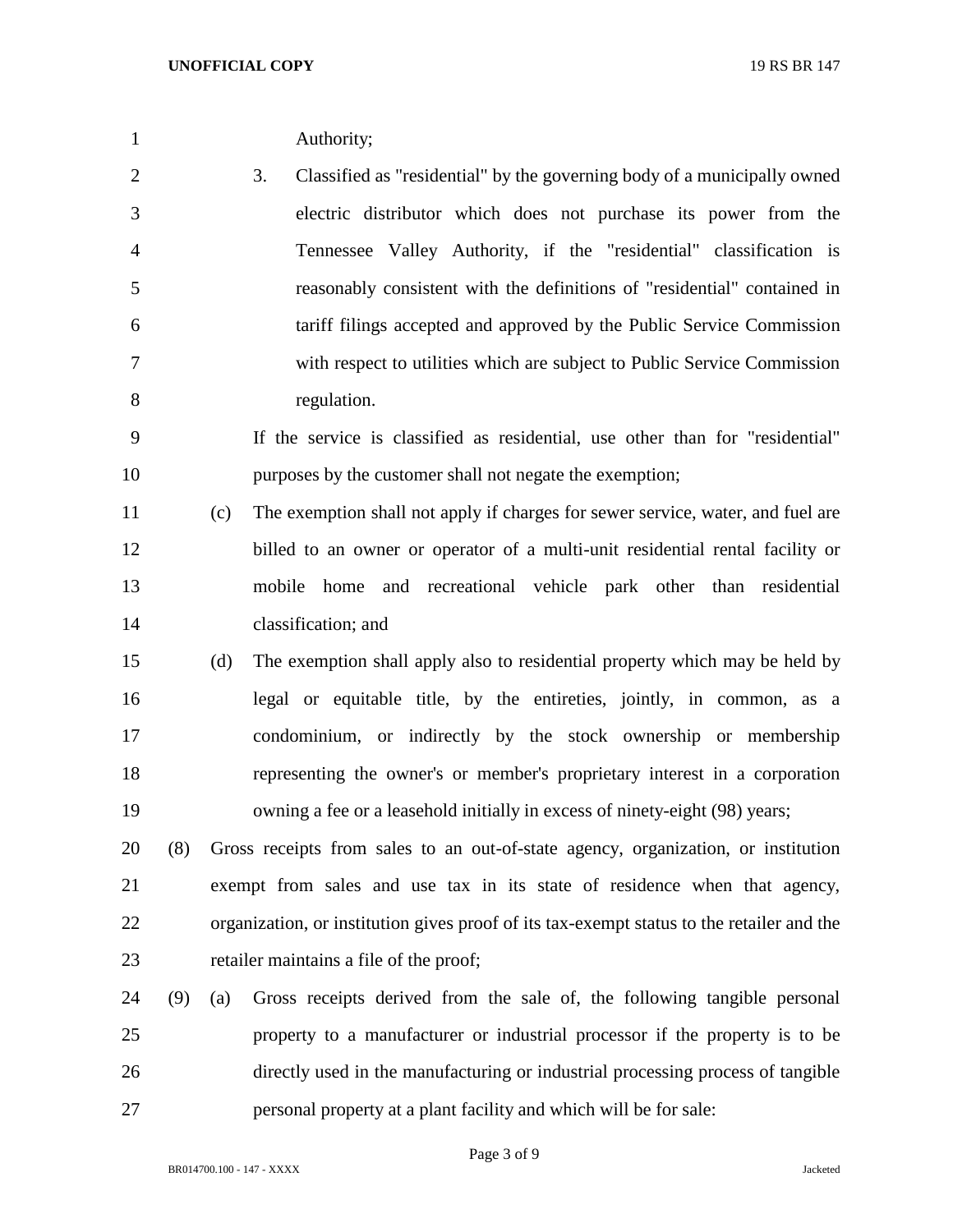Authority;

3. Classified as "residential" by the governing body of a municipally owned electric distributor which does not purchase its power from the Tennessee Valley Authority, if the "residential" classification is reasonably consistent with the definitions of "residential" contained in tariff filings accepted and approved by the Public Service Commission with respect to utilities which are subject to Public Service Commission regulation.

If the service is classified as residential, use other than for "residential" purposes by the customer shall not negate the exemption;

(c) The exemption shall not apply if charges for sewer service, water, and fuel are billed to an owner or operator of a multi-unit residential rental facility or mobile home and recreational vehicle park other than residential classification; and

(d) The exemption shall apply also to residential property which may be held by legal or equitable title, by the entireties, jointly, in common, as a condominium, or indirectly by the stock ownership or membership representing the owner's or member's proprietary interest in a corporation owning a fee or a leasehold initially in excess of ninety-eight (98) years;

(8) Gross receipts from sales to an out-of-state agency, organization, or institution exempt from sales and use tax in its state of residence when that agency, organization, or institution gives proof of its tax-exempt status to the retailer and the retailer maintains a file of the proof;

(9) (a) Gross receipts derived from the sale of, the following tangible personal property to a manufacturer or industrial processor if the property is to be directly used in the manufacturing or industrial processing process of tangible personal property at a plant facility and which will be for sale: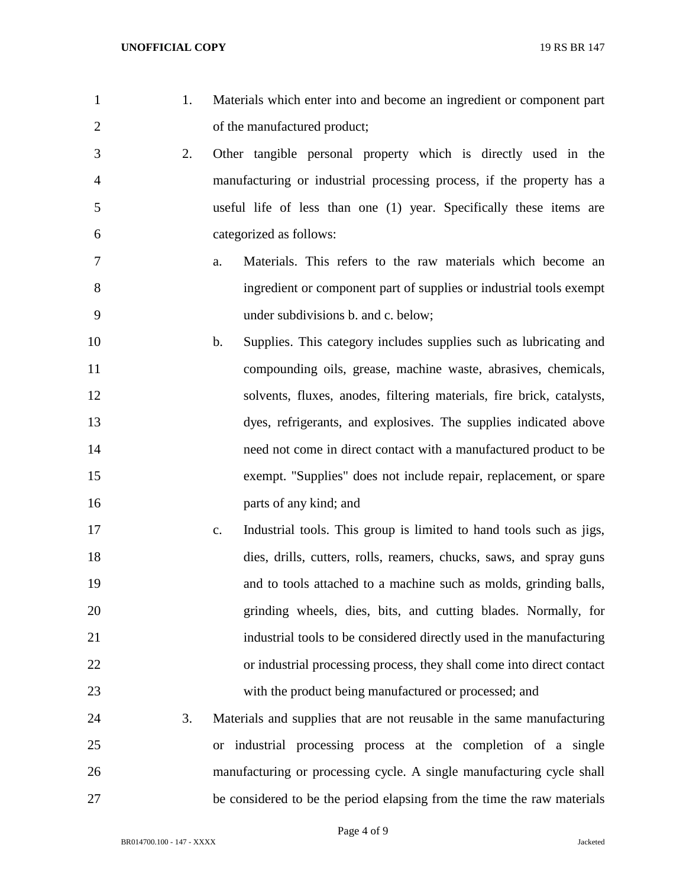1. Materials which enter into and become an ingredient or component part of the manufactured product;
2. Other tangible personal property which is directly used in the manufacturing or industrial processing process, if the property has a useful life of less than one (1) year. Specifically these items are categorized as follows:
   a. Materials. This refers to the raw materials which become an ingredient or component part of supplies or industrial tools exempt under subdivisions b. and c. below;
   b. Supplies. This category includes supplies such as lubricating and compounding oils, grease, machine waste, abrasives, chemicals, solvents, fluxes, anodes, filtering materials, fire brick, catalysts, dyes, refrigerants, and explosives. The supplies indicated above need not come in direct contact with a manufactured product to be exempt. "Supplies" does not include repair, replacement, or spare parts of any kind; and
   c. Industrial tools. This group is limited to hand tools such as jigs, dies, drills, cutters, rolls, reamers, chucks, saws, and spray guns and to tools attached to a machine such as molds, grinding balls, grinding wheels, dies, bits, and cutting blades. Normally, for industrial tools to be considered directly used in the manufacturing or industrial processing process, they shall come into direct contact with the product being manufactured or processed; and
3. Materials and supplies that are not reusable in the same manufacturing or industrial processing process at the completion of a single manufacturing or processing cycle. A single manufacturing cycle shall be considered to be the period elapsing from the time the raw materials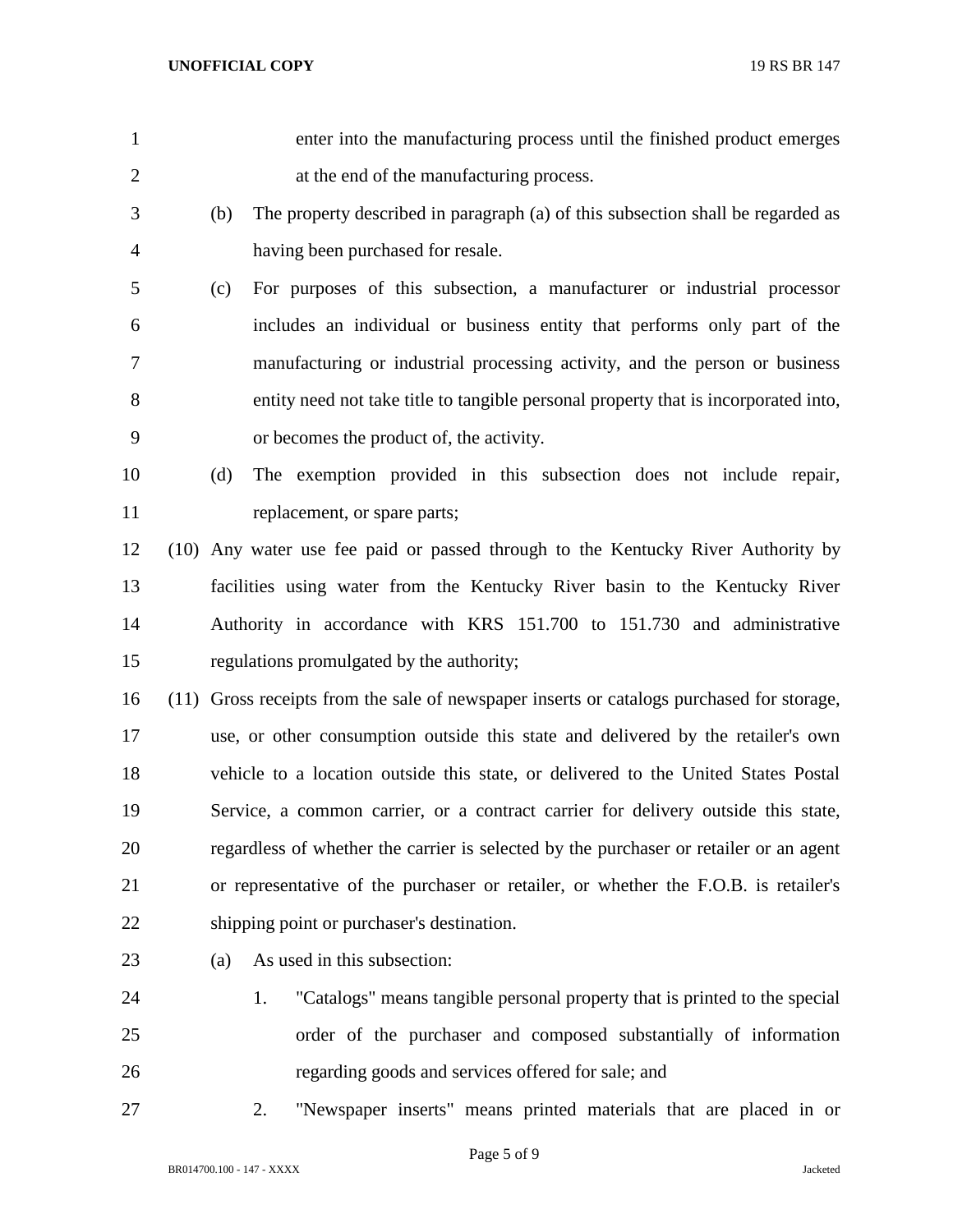enter into the manufacturing process until the finished product emerges at the end of the manufacturing process.

(b) The property described in paragraph (a) of this subsection shall be regarded as having been purchased for resale.

(c) For purposes of this subsection, a manufacturer or industrial processor includes an individual or business entity that performs only part of the manufacturing or industrial processing activity, and the person or business entity need not take title to tangible personal property that is incorporated into, or becomes the product of, the activity.

(d) The exemption provided in this subsection does not include repair, replacement, or spare parts;

(10) Any water use fee paid or passed through to the Kentucky River Authority by facilities using water from the Kentucky River basin to the Kentucky River Authority in accordance with KRS 151.700 to 151.730 and administrative regulations promulgated by the authority;

(11) Gross receipts from the sale of newspaper inserts or catalogs purchased for storage, use, or other consumption outside this state and delivered by the retailer's own vehicle to a location outside this state, or delivered to the United States Postal Service, a common carrier, or a contract carrier for delivery outside this state, regardless of whether the carrier is selected by the purchaser or retailer or an agent or representative of the purchaser or retailer, or whether the F.O.B. is retailer's shipping point or purchaser's destination.

(a) As used in this subsection:

1. "Catalogs" means tangible personal property that is printed to the special order of the purchaser and composed substantially of information regarding goods and services offered for sale; and

2. "Newspaper inserts" means printed materials that are placed in or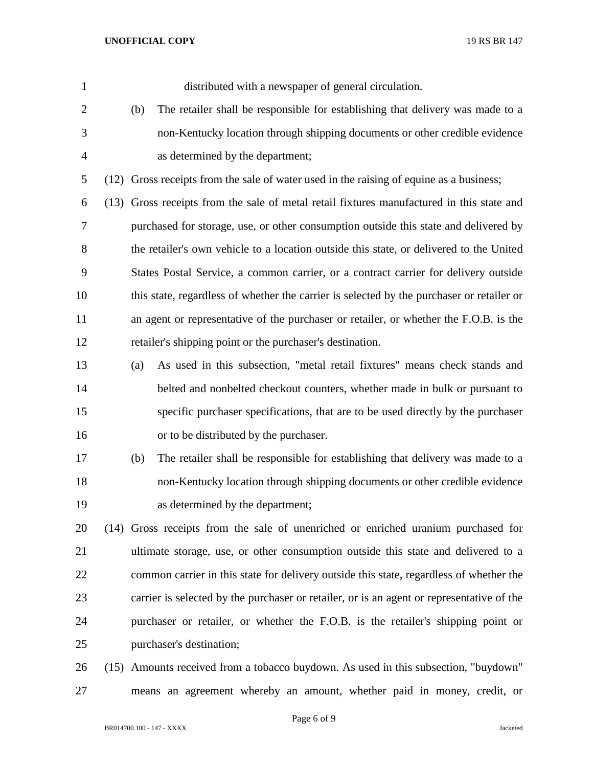distributed with a newspaper of general circulation.

(b) The retailer shall be responsible for establishing that delivery was made to a non-Kentucky location through shipping documents or other credible evidence as determined by the department;

(12) Gross receipts from the sale of water used in the raising of equine as a business;

(13) Gross receipts from the sale of metal retail fixtures manufactured in this state and purchased for storage, use, or other consumption outside this state and delivered by the retailer's own vehicle to a location outside this state, or delivered to the United States Postal Service, a common carrier, or a contract carrier for delivery outside this state, regardless of whether the carrier is selected by the purchaser or retailer or an agent or representative of the purchaser or retailer, or whether the F.O.B. is the retailer's shipping point or the purchaser's destination.

(a) As used in this subsection, "metal retail fixtures" means check stands and belted and nonbelted checkout counters, whether made in bulk or pursuant to specific purchaser specifications, that are to be used directly by the purchaser or to be distributed by the purchaser.

(b) The retailer shall be responsible for establishing that delivery was made to a non-Kentucky location through shipping documents or other credible evidence as determined by the department;

(14) Gross receipts from the sale of unenriched or enriched uranium purchased for ultimate storage, use, or other consumption outside this state and delivered to a common carrier in this state for delivery outside this state, regardless of whether the carrier is selected by the purchaser or retailer, or is an agent or representative of the purchaser or retailer, or whether the F.O.B. is the retailer's shipping point or purchaser's destination;

(15) Amounts received from a tobacco buydown. As used in this subsection, "buydown" means an agreement whereby an amount, whether paid in money, credit, or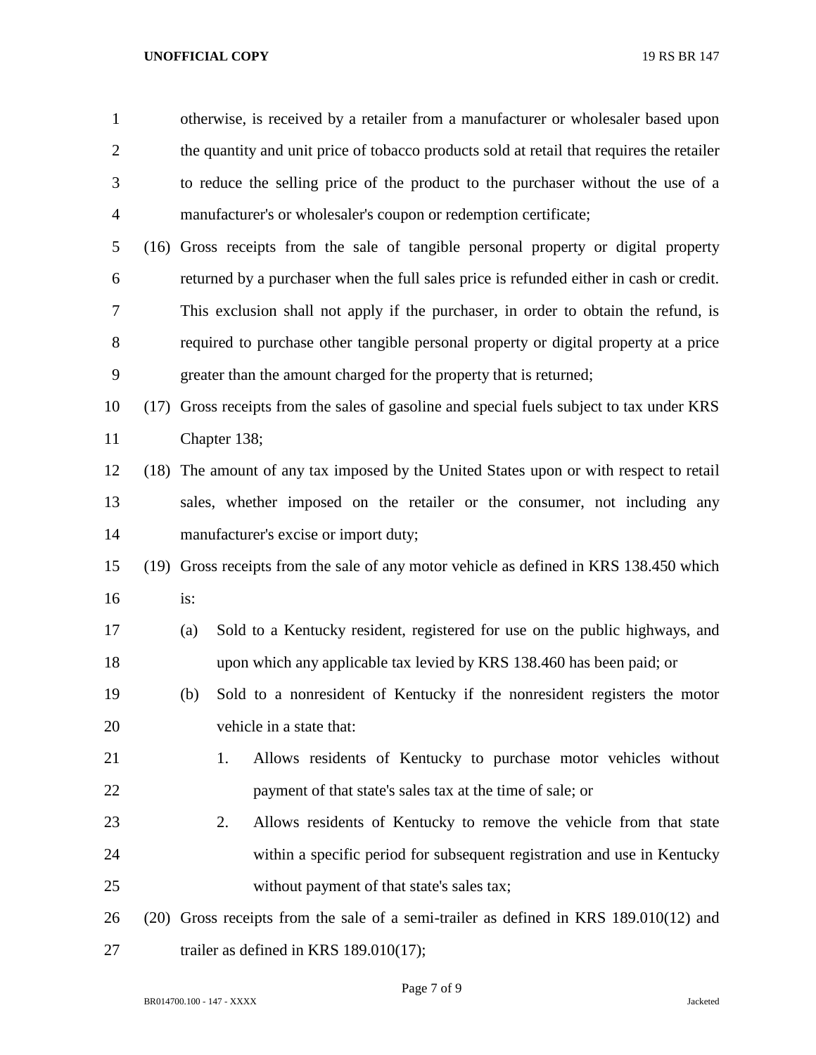otherwise, is received by a retailer from a manufacturer or wholesaler based upon the quantity and unit price of tobacco products sold at retail that requires the retailer to reduce the selling price of the product to the purchaser without the use of a manufacturer's or wholesaler's coupon or redemption certificate;

(16) Gross receipts from the sale of tangible personal property or digital property returned by a purchaser when the full sales price is refunded either in cash or credit. This exclusion shall not apply if the purchaser, in order to obtain the refund, is required to purchase other tangible personal property or digital property at a price greater than the amount charged for the property that is returned;

(17) Gross receipts from the sales of gasoline and special fuels subject to tax under KRS Chapter 138;

(18) The amount of any tax imposed by the United States upon or with respect to retail sales, whether imposed on the retailer or the consumer, not including any manufacturer's excise or import duty;

(19) Gross receipts from the sale of any motor vehicle as defined in KRS 138.450 which is:

- (a) Sold to a Kentucky resident, registered for use on the public highways, and upon which any applicable tax levied by KRS 138.460 has been paid; or
- (b) Sold to a nonresident of Kentucky if the nonresident registers the motor vehicle in a state that:
  1. Allows residents of Kentucky to purchase motor vehicles without payment of that state's sales tax at the time of sale; or
  2. Allows residents of Kentucky to remove the vehicle from that state within a specific period for subsequent registration and use in Kentucky without payment of that state's sales tax;

(20) Gross receipts from the sale of a semi-trailer as defined in KRS 189.010(12) and trailer as defined in KRS 189.010(17);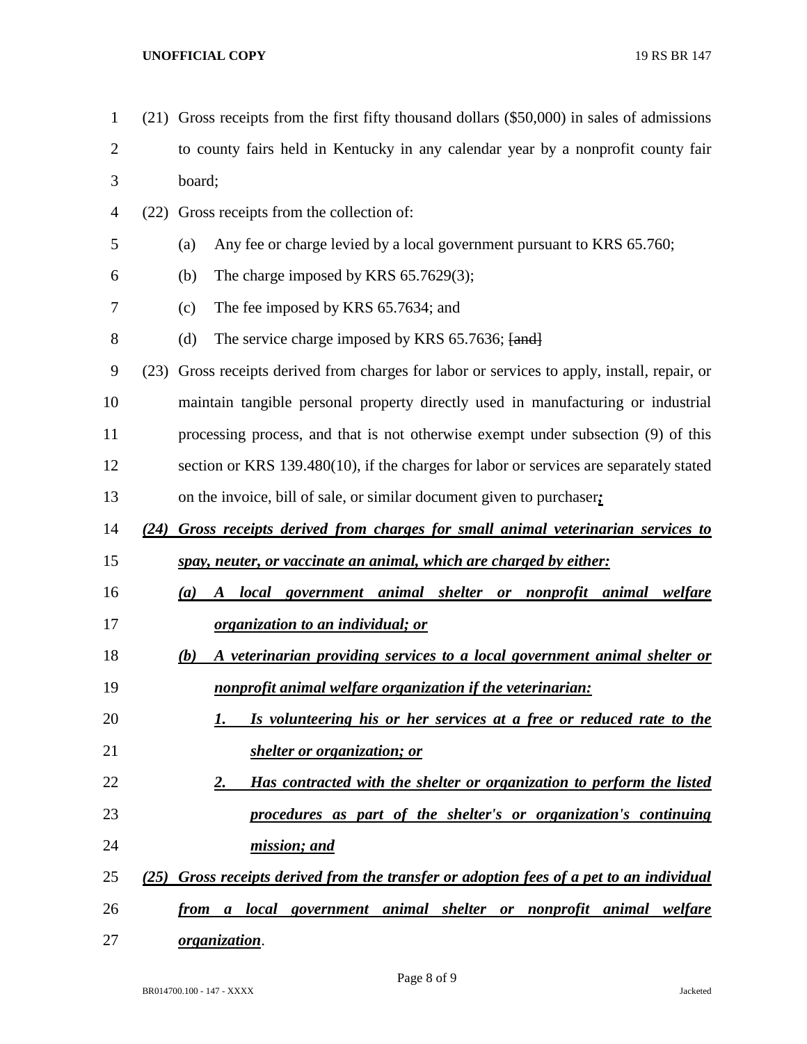(21) Gross receipts from the first fifty thousand dollars ($50,000) in sales of admissions to county fairs held in Kentucky in any calendar year by a nonprofit county fair board;

(22) Gross receipts from the collection of:

(a) Any fee or charge levied by a local government pursuant to KRS 65.760;

(b) The charge imposed by KRS 65.7629(3);

(c) The fee imposed by KRS 65.7634; and

(d) The service charge imposed by KRS 65.7636; ~~[and]~~

(23) Gross receipts derived from charges for labor or services to apply, install, repair, or maintain tangible personal property directly used in manufacturing or industrial processing process, and that is not otherwise exempt under subsection (9) of this section or KRS 139.480(10), if the charges for labor or services are separately stated on the invoice, bill of sale, or similar document given to purchaser***<u>;</u>***

***<u>(24) Gross receipts derived from charges for small animal veterinarian services to spay, neuter, or vaccinate an animal, which are charged by either:</u>***

***<u>(a) A local government animal shelter or nonprofit animal welfare organization to an individual; or</u>***

***<u>(b) A veterinarian providing services to a local government animal shelter or nonprofit animal welfare organization if the veterinarian:</u>***

***<u>1. Is volunteering his or her services at a free or reduced rate to the shelter or organization; or</u>***

***<u>2. Has contracted with the shelter or organization to perform the listed procedures as part of the shelter's or organization's continuing mission; and</u>***

***<u>(25) Gross receipts derived from the transfer or adoption fees of a pet to an individual from a local government animal shelter or nonprofit animal welfare organization</u>***.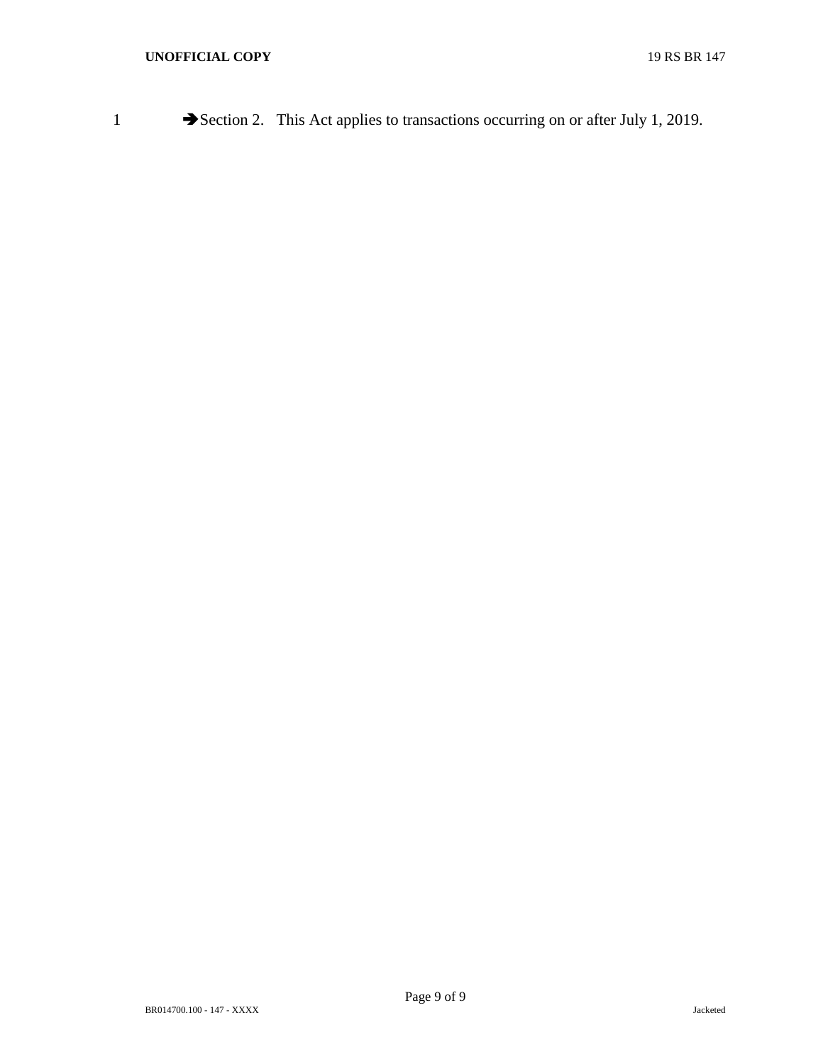➔Section 2. This Act applies to transactions occurring on or after July 1, 2019.